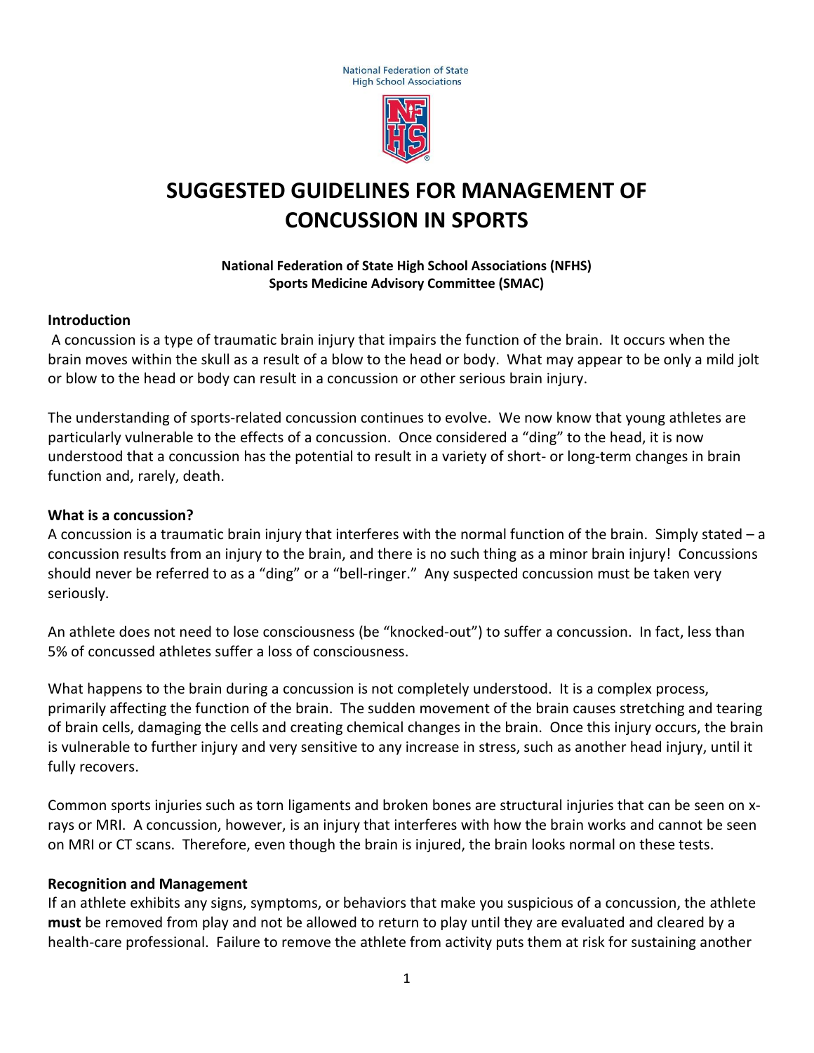National Federation of State High School Associations

# SUGGESTED GUIDELINES FOR MANAGEMENT OF CONCUSSION IN SPORTS

**National Federation of State High School Associations (NFHS)**
**Sports Medicine Advisory Committee (SMAC)**

## Introduction

A concussion is a type of traumatic brain injury that impairs the function of the brain. It occurs when the brain moves within the skull as a result of a blow to the head or body. What may appear to be only a mild jolt or blow to the head or body can result in a concussion or other serious brain injury.

The understanding of sports-related concussion continues to evolve. We now know that young athletes are particularly vulnerable to the effects of a concussion. Once considered a "ding" to the head, it is now understood that a concussion has the potential to result in a variety of short- or long-term changes in brain function and, rarely, death.

## What is a concussion?

A concussion is a traumatic brain injury that interferes with the normal function of the brain. Simply stated – a concussion results from an injury to the brain, and there is no such thing as a minor brain injury! Concussions should never be referred to as a "ding" or a "bell-ringer." Any suspected concussion must be taken very seriously.

An athlete does not need to lose consciousness (be "knocked-out") to suffer a concussion. In fact, less than 5% of concussed athletes suffer a loss of consciousness.

What happens to the brain during a concussion is not completely understood. It is a complex process, primarily affecting the function of the brain. The sudden movement of the brain causes stretching and tearing of brain cells, damaging the cells and creating chemical changes in the brain. Once this injury occurs, the brain is vulnerable to further injury and very sensitive to any increase in stress, such as another head injury, until it fully recovers.

Common sports injuries such as torn ligaments and broken bones are structural injuries that can be seen on x-rays or MRI. A concussion, however, is an injury that interferes with how the brain works and cannot be seen on MRI or CT scans. Therefore, even though the brain is injured, the brain looks normal on these tests.

## Recognition and Management

If an athlete exhibits any signs, symptoms, or behaviors that make you suspicious of a concussion, the athlete **must** be removed from play and not be allowed to return to play until they are evaluated and cleared by a health-care professional. Failure to remove the athlete from activity puts them at risk for sustaining another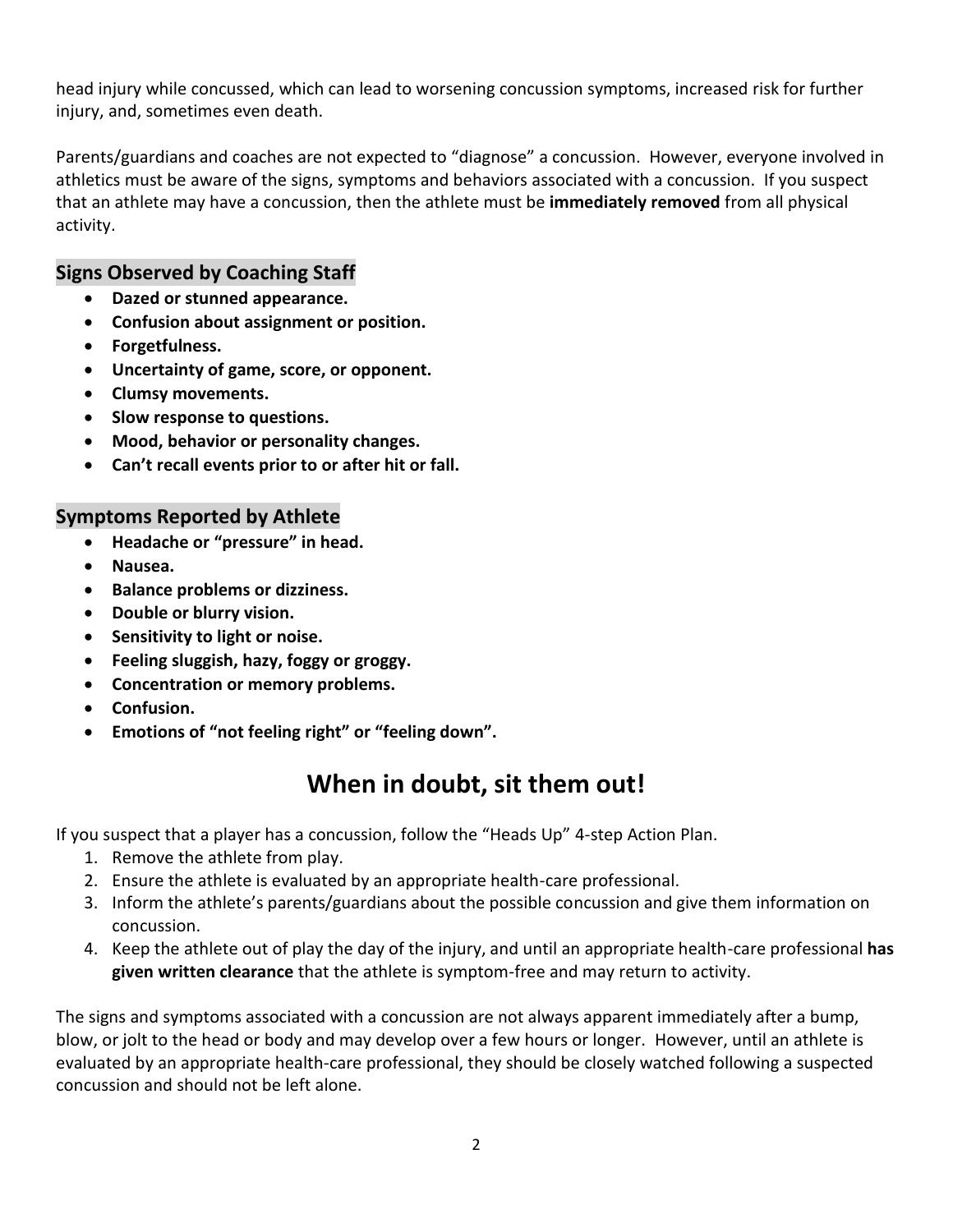head injury while concussed, which can lead to worsening concussion symptoms, increased risk for further injury, and, sometimes even death.

Parents/guardians and coaches are not expected to "diagnose" a concussion. However, everyone involved in athletics must be aware of the signs, symptoms and behaviors associated with a concussion. If you suspect that an athlete may have a concussion, then the athlete must be **immediately removed** from all physical activity.

## Signs Observed by Coaching Staff

- **Dazed or stunned appearance.**
- **Confusion about assignment or position.**
- **Forgetfulness.**
- **Uncertainty of game, score, or opponent.**
- **Clumsy movements.**
- **Slow response to questions.**
- **Mood, behavior or personality changes.**
- **Can't recall events prior to or after hit or fall.**

## Symptoms Reported by Athlete

- **Headache or "pressure" in head.**
- **Nausea.**
- **Balance problems or dizziness.**
- **Double or blurry vision.**
- **Sensitivity to light or noise.**
- **Feeling sluggish, hazy, foggy or groggy.**
- **Concentration or memory problems.**
- **Confusion.**
- **Emotions of "not feeling right" or "feeling down".**

# When in doubt, sit them out!

If you suspect that a player has a concussion, follow the "Heads Up" 4-step Action Plan.

1. Remove the athlete from play.
2. Ensure the athlete is evaluated by an appropriate health-care professional.
3. Inform the athlete's parents/guardians about the possible concussion and give them information on concussion.
4. Keep the athlete out of play the day of the injury, and until an appropriate health-care professional **has given written clearance** that the athlete is symptom-free and may return to activity.

The signs and symptoms associated with a concussion are not always apparent immediately after a bump, blow, or jolt to the head or body and may develop over a few hours or longer. However, until an athlete is evaluated by an appropriate health-care professional, they should be closely watched following a suspected concussion and should not be left alone.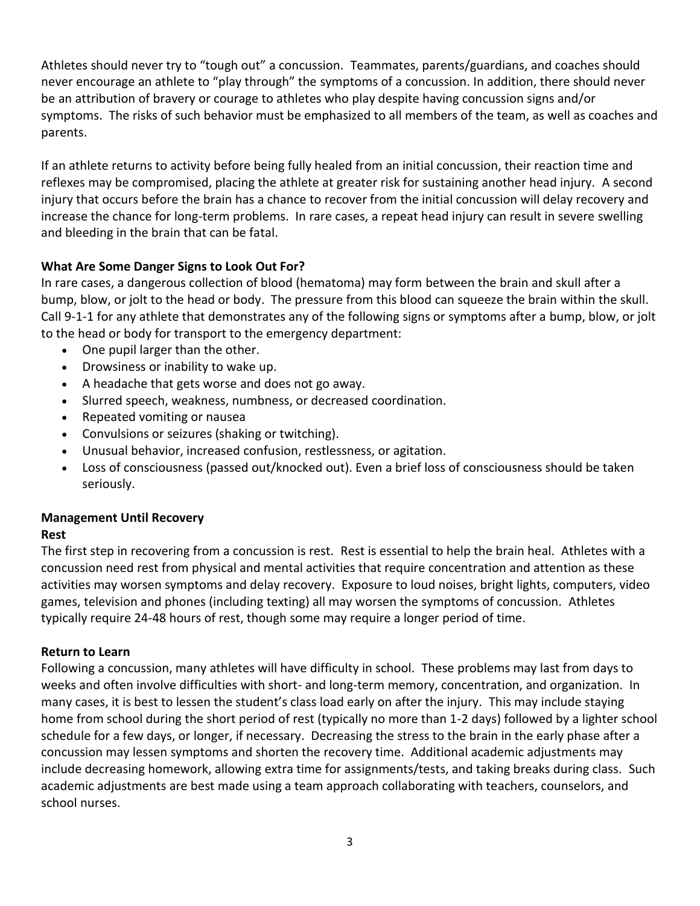Athletes should never try to "tough out" a concussion. Teammates, parents/guardians, and coaches should never encourage an athlete to "play through" the symptoms of a concussion. In addition, there should never be an attribution of bravery or courage to athletes who play despite having concussion signs and/or symptoms. The risks of such behavior must be emphasized to all members of the team, as well as coaches and parents.

If an athlete returns to activity before being fully healed from an initial concussion, their reaction time and reflexes may be compromised, placing the athlete at greater risk for sustaining another head injury. A second injury that occurs before the brain has a chance to recover from the initial concussion will delay recovery and increase the chance for long-term problems. In rare cases, a repeat head injury can result in severe swelling and bleeding in the brain that can be fatal.

**What Are Some Danger Signs to Look Out For?**

In rare cases, a dangerous collection of blood (hematoma) may form between the brain and skull after a bump, blow, or jolt to the head or body. The pressure from this blood can squeeze the brain within the skull. Call 9-1-1 for any athlete that demonstrates any of the following signs or symptoms after a bump, blow, or jolt to the head or body for transport to the emergency department:

- One pupil larger than the other.
- Drowsiness or inability to wake up.
- A headache that gets worse and does not go away.
- Slurred speech, weakness, numbness, or decreased coordination.
- Repeated vomiting or nausea
- Convulsions or seizures (shaking or twitching).
- Unusual behavior, increased confusion, restlessness, or agitation.
- Loss of consciousness (passed out/knocked out). Even a brief loss of consciousness should be taken seriously.

**Management Until Recovery**

**Rest**

The first step in recovering from a concussion is rest. Rest is essential to help the brain heal. Athletes with a concussion need rest from physical and mental activities that require concentration and attention as these activities may worsen symptoms and delay recovery. Exposure to loud noises, bright lights, computers, video games, television and phones (including texting) all may worsen the symptoms of concussion. Athletes typically require 24-48 hours of rest, though some may require a longer period of time.

**Return to Learn**

Following a concussion, many athletes will have difficulty in school. These problems may last from days to weeks and often involve difficulties with short- and long-term memory, concentration, and organization. In many cases, it is best to lessen the student's class load early on after the injury. This may include staying home from school during the short period of rest (typically no more than 1-2 days) followed by a lighter school schedule for a few days, or longer, if necessary. Decreasing the stress to the brain in the early phase after a concussion may lessen symptoms and shorten the recovery time. Additional academic adjustments may include decreasing homework, allowing extra time for assignments/tests, and taking breaks during class. Such academic adjustments are best made using a team approach collaborating with teachers, counselors, and school nurses.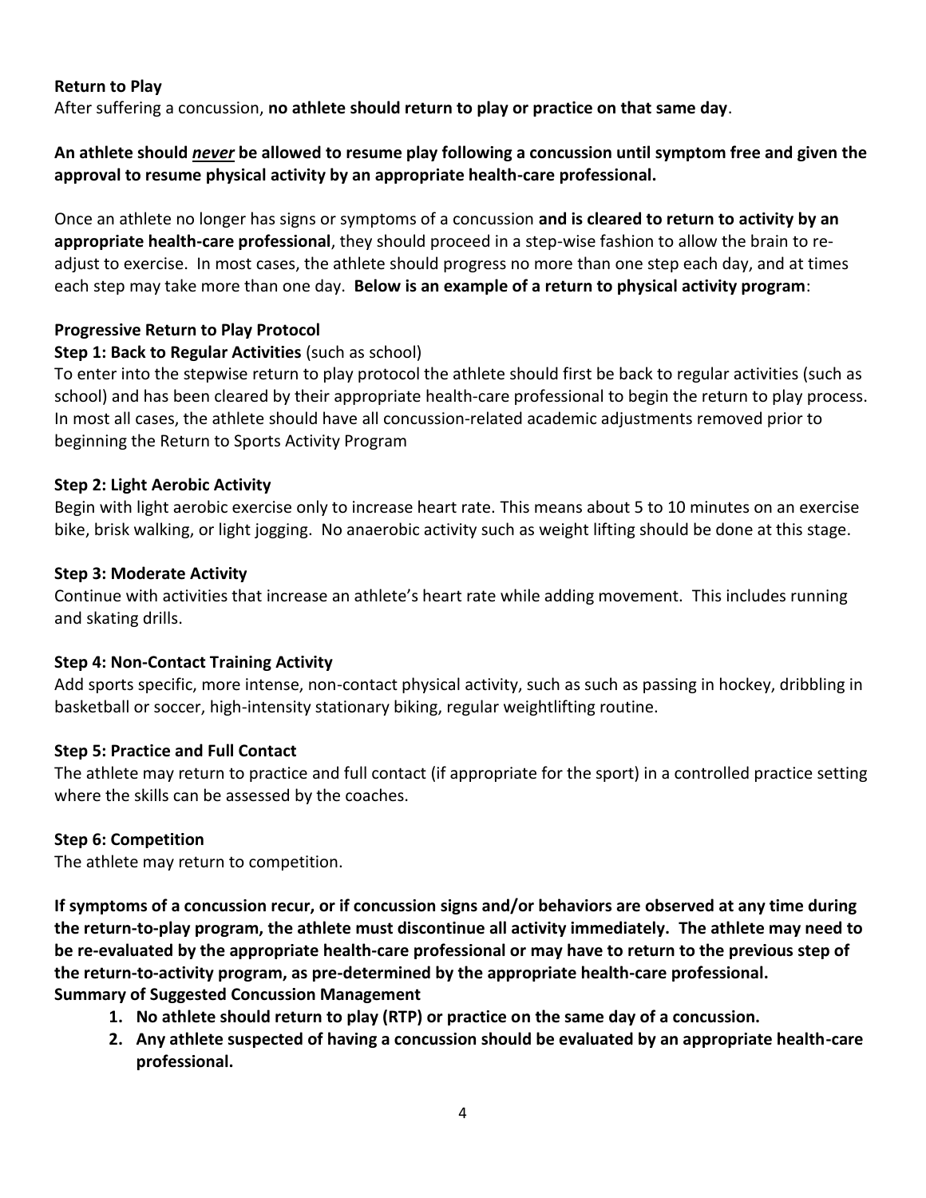**Return to Play**

After suffering a concussion, **no athlete should return to play or practice on that same day**.

**An athlete should *never* be allowed to resume play following a concussion until symptom free and given the approval to resume physical activity by an appropriate health-care professional.**

Once an athlete no longer has signs or symptoms of a concussion **and is cleared to return to activity by an appropriate health-care professional**, they should proceed in a step-wise fashion to allow the brain to re-adjust to exercise. In most cases, the athlete should progress no more than one step each day, and at times each step may take more than one day. **Below is an example of a return to physical activity program**:

**Progressive Return to Play Protocol**

**Step 1: Back to Regular Activities** (such as school)

To enter into the stepwise return to play protocol the athlete should first be back to regular activities (such as school) and has been cleared by their appropriate health-care professional to begin the return to play process. In most all cases, the athlete should have all concussion-related academic adjustments removed prior to beginning the Return to Sports Activity Program

**Step 2: Light Aerobic Activity**

Begin with light aerobic exercise only to increase heart rate. This means about 5 to 10 minutes on an exercise bike, brisk walking, or light jogging. No anaerobic activity such as weight lifting should be done at this stage.

**Step 3: Moderate Activity**

Continue with activities that increase an athlete's heart rate while adding movement. This includes running and skating drills.

**Step 4: Non-Contact Training Activity**

Add sports specific, more intense, non-contact physical activity, such as such as passing in hockey, dribbling in basketball or soccer, high-intensity stationary biking, regular weightlifting routine.

**Step 5: Practice and Full Contact**

The athlete may return to practice and full contact (if appropriate for the sport) in a controlled practice setting where the skills can be assessed by the coaches.

**Step 6: Competition**

The athlete may return to competition.

**If symptoms of a concussion recur, or if concussion signs and/or behaviors are observed at any time during the return-to-play program, the athlete must discontinue all activity immediately. The athlete may need to be re-evaluated by the appropriate health-care professional or may have to return to the previous step of the return-to-activity program, as pre-determined by the appropriate health-care professional.**

**Summary of Suggested Concussion Management**

1. **No athlete should return to play (RTP) or practice on the same day of a concussion.**
2. **Any athlete suspected of having a concussion should be evaluated by an appropriate health-care professional.**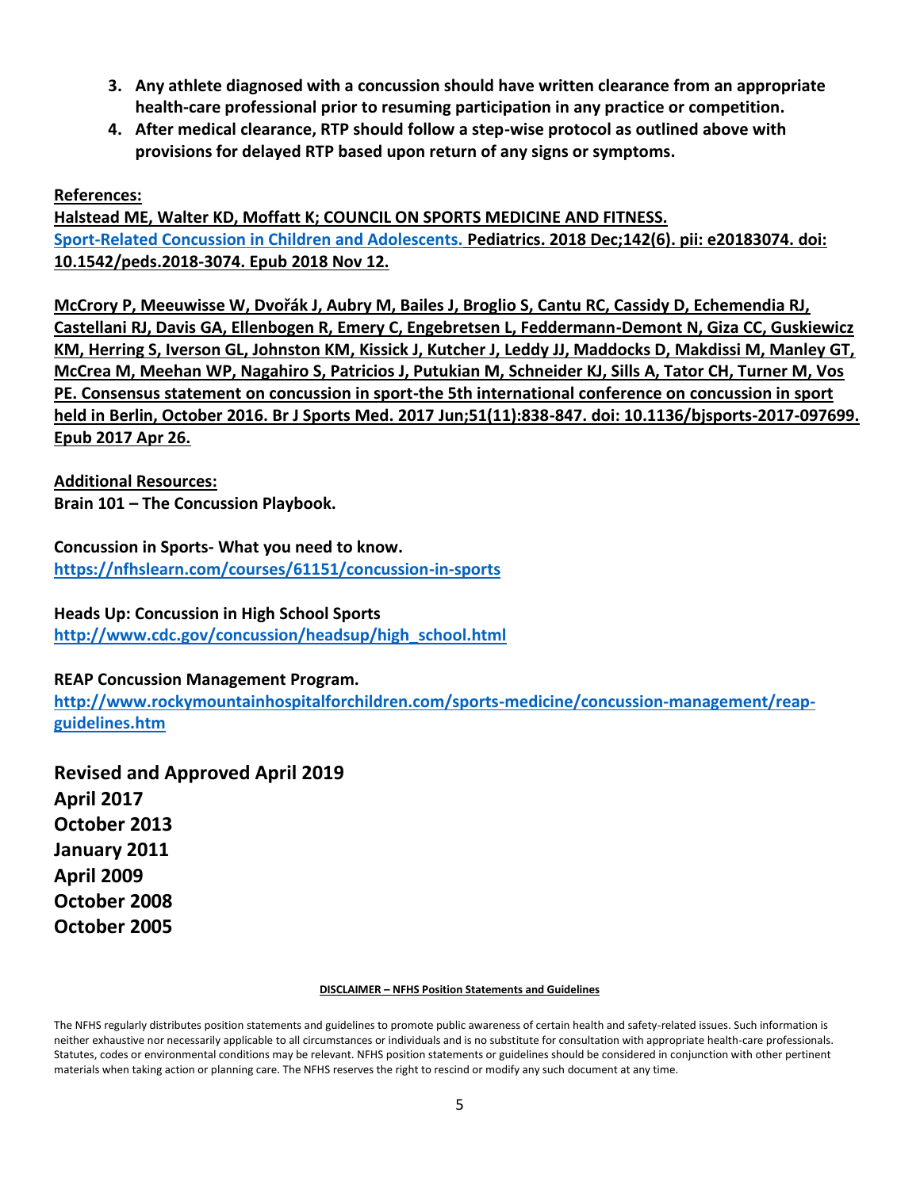3. **Any athlete diagnosed with a concussion should have written clearance from an appropriate health-care professional prior to resuming participation in any practice or competition.**
4. **After medical clearance, RTP should follow a step-wise protocol as outlined above with provisions for delayed RTP based upon return of any signs or symptoms.**

**References:**

**Halstead ME, Walter KD, Moffatt K; COUNCIL ON SPORTS MEDICINE AND FITNESS. Sport-Related Concussion in Children and Adolescents. Pediatrics. 2018 Dec;142(6). pii: e20183074. doi: 10.1542/peds.2018-3074. Epub 2018 Nov 12.**

**McCrory P, Meeuwisse W, Dvořák J, Aubry M, Bailes J, Broglio S, Cantu RC, Cassidy D, Echemendia RJ, Castellani RJ, Davis GA, Ellenbogen R, Emery C, Engebretsen L, Feddermann-Demont N, Giza CC, Guskiewicz KM, Herring S, Iverson GL, Johnston KM, Kissick J, Kutcher J, Leddy JJ, Maddocks D, Makdissi M, Manley GT, McCrea M, Meehan WP, Nagahiro S, Patricios J, Putukian M, Schneider KJ, Sills A, Tator CH, Turner M, Vos PE. Consensus statement on concussion in sport-the 5th international conference on concussion in sport held in Berlin, October 2016. Br J Sports Med. 2017 Jun;51(11):838-847. doi: 10.1136/bjsports-2017-097699. Epub 2017 Apr 26.**

**Additional Resources:**

**Brain 101 – The Concussion Playbook.**

**Concussion in Sports- What you need to know.**
https://nfhslearn.com/courses/61151/concussion-in-sports

**Heads Up: Concussion in High School Sports**
http://www.cdc.gov/concussion/headsup/high_school.html

**REAP Concussion Management Program.**
http://www.rockymountainhospitalforchildren.com/sports-medicine/concussion-management/reap-guidelines.htm

**Revised and Approved April 2019**
**April 2017**
**October 2013**
**January 2011**
**April 2009**
**October 2008**
**October 2005**

**DISCLAIMER – NFHS Position Statements and Guidelines**

The NFHS regularly distributes position statements and guidelines to promote public awareness of certain health and safety-related issues. Such information is neither exhaustive nor necessarily applicable to all circumstances or individuals and is no substitute for consultation with appropriate health-care professionals. Statutes, codes or environmental conditions may be relevant. NFHS position statements or guidelines should be considered in conjunction with other pertinent materials when taking action or planning care. The NFHS reserves the right to rescind or modify any such document at any time.